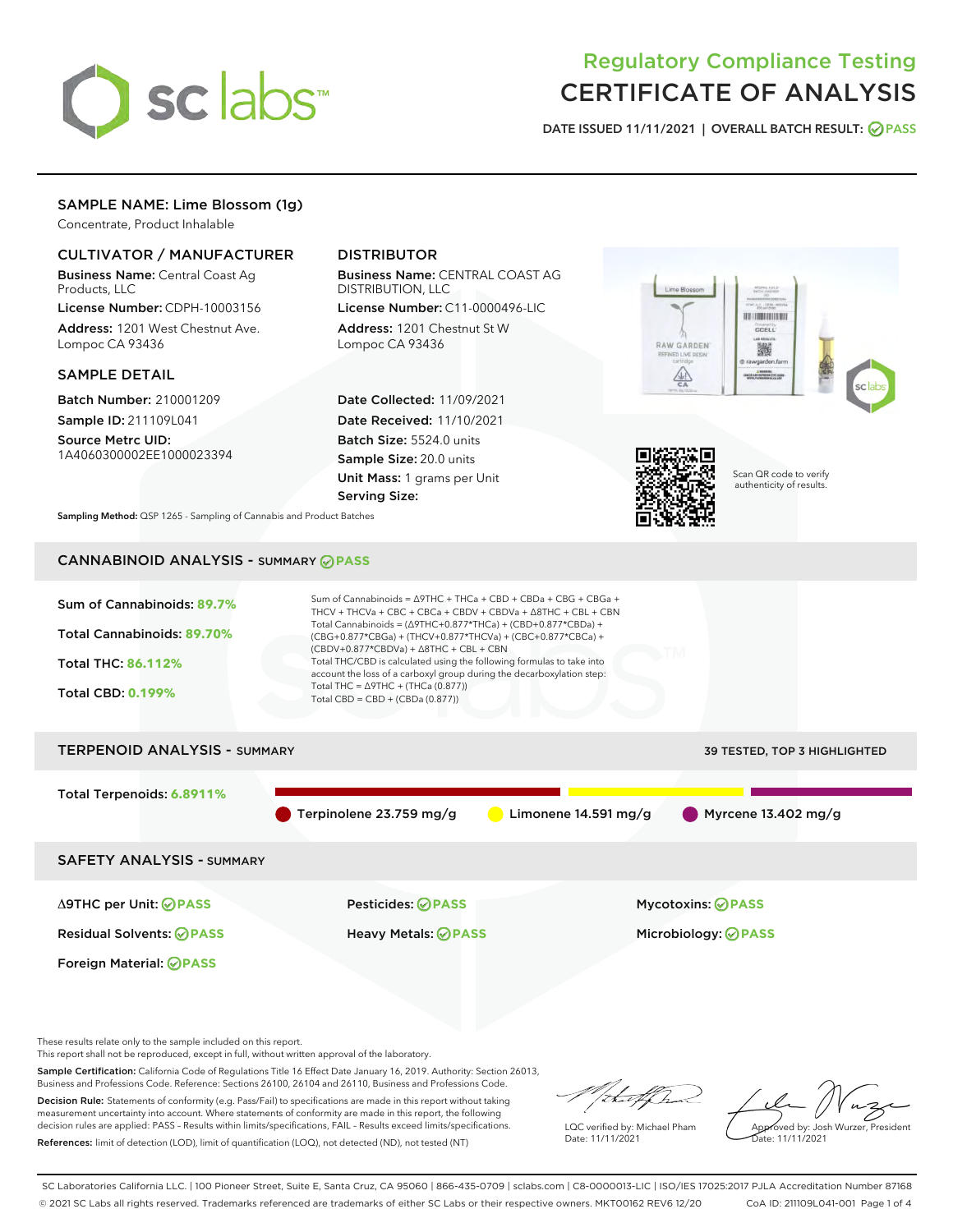# Regulatory Compliance Testing
# CERTIFICATE OF ANALYSIS

DATE ISSUED 11/11/2021 | OVERALL BATCH RESULT: PASS

## SAMPLE NAME: Lime Blossom (1g)

Concentrate, Product Inhalable

### CULTIVATOR / MANUFACTURER

**Business Name:** Central Coast Ag Products, LLC

**License Number:** CDPH-10003156

**Address:** 1201 West Chestnut Ave. Lompoc CA 93436

### DISTRIBUTOR

**Business Name:** CENTRAL COAST AG DISTRIBUTION, LLC

**License Number:** C11-0000496-LIC

**Address:** 1201 Chestnut St W Lompoc CA 93436

### SAMPLE DETAIL

**Batch Number:** 210001209

**Sample ID:** 211109L041

**Source Metrc UID:** 1A4060300002EE1000023394

**Date Collected:** 11/09/2021

**Date Received:** 11/10/2021

**Batch Size:** 5524.0 units

**Sample Size:** 20.0 units

**Unit Mass:** 1 grams per Unit

**Serving Size:**

Scan QR code to verify authenticity of results.

**Sampling Method:** QSP 1265 - Sampling of Cannabis and Product Batches

## CANNABINOID ANALYSIS - SUMMARY PASS

Sum of Cannabinoids: **89.7%**

Total Cannabinoids: **89.70%**

Total THC: **86.112%**

Total CBD: **0.199%**

Sum of Cannabinoids = Δ9THC + THCa + CBD + CBDa + CBG + CBGa + THCV + THCVa + CBC + CBCa + CBDV + CBDVa + Δ8THC + CBL + CBN

Total Cannabinoids = (Δ9THC+0.877*THCa) + (CBD+0.877*CBDa) + (CBG+0.877*CBGa) + (THCV+0.877*THCVa) + (CBC+0.877*CBCa) + (CBDV+0.877*CBDVa) + Δ8THC + CBL + CBN

Total THC/CBD is calculated using the following formulas to take into account the loss of a carboxyl group during the decarboxylation step:

Total THC = Δ9THC + (THCa (0.877))

Total CBD = CBD + (CBDa (0.877))

## TERPENOID ANALYSIS - SUMMARY

39 TESTED, TOP 3 HIGHLIGHTED

Total Terpenoids: **6.8911%**

Terpinolene 23.759 mg/g | Limonene 14.591 mg/g | Myrcene 13.402 mg/g

## SAFETY ANALYSIS - SUMMARY

| | | |
|---|---|---|
| Δ9THC per Unit: PASS | Pesticides: PASS | Mycotoxins: PASS |
| Residual Solvents: PASS | Heavy Metals: PASS | Microbiology: PASS |
| Foreign Material: PASS | | |

These results relate only to the sample included on this report.
This report shall not be reproduced, except in full, without written approval of the laboratory.

**Sample Certification:** California Code of Regulations Title 16 Effect Date January 16, 2019. Authority: Section 26013, Business and Professions Code. Reference: Sections 26100, 26104 and 26110, Business and Professions Code.

**Decision Rule:** Statements of conformity (e.g. Pass/Fail) to specifications are made in this report without taking measurement uncertainty into account. Where statements of conformity are made in this report, the following decision rules are applied: PASS – Results within limits/specifications, FAIL – Results exceed limits/specifications.

**References:** limit of detection (LOD), limit of quantification (LOQ), not detected (ND), not tested (NT)

LQC verified by: Michael Pham
Date: 11/11/2021

Approved by: Josh Wurzer, President
Date: 11/11/2021

SC Laboratories California LLC. | 100 Pioneer Street, Suite E, Santa Cruz, CA 95060 | 866-435-0709 | sclabs.com | C8-0000013-LIC | ISO/IES 17025:2017 PJLA Accreditation Number 87168
© 2021 SC Labs all rights reserved. Trademarks referenced are trademarks of either SC Labs or their respective owners. MKT00162 REV6 12/20 CoA ID: 211109L041-001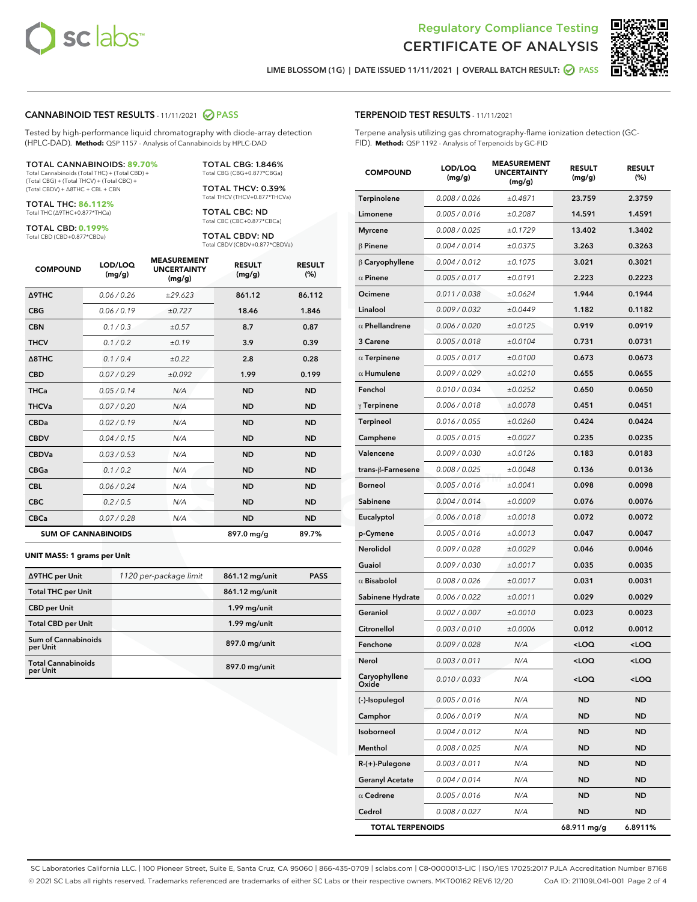Regulatory Compliance Testing
# CERTIFICATE OF ANALYSIS

LIME BLOSSOM (1G) | DATE ISSUED 11/11/2021 | OVERALL BATCH RESULT: PASS

## CANNABINOID TEST RESULTS - 11/11/2021 PASS

Tested by high-performance liquid chromatography with diode-array detection (HPLC-DAD). **Method:** QSP 1157 - Analysis of Cannabinoids by HPLC-DAD

**TOTAL CANNABINOIDS: 89.70%**
Total Cannabinoids (Total THC) + (Total CBD) + (Total CBG) + (Total THCV) + (Total CBC) + (Total CBDV) + Δ8THC + CBL + CBN

**TOTAL THC: 86.112%**
Total THC (Δ9THC+0.877*THCa)

**TOTAL CBD: 0.199%**
Total CBD (CBD+0.877*CBDa)

**TOTAL CBG: 1.846%**
Total CBG (CBG+0.877*CBGa)

**TOTAL THCV: 0.39%**
Total THCV (THCV+0.877*THCVa)

**TOTAL CBC: ND**
Total CBC (CBC+0.877*CBCa)

**TOTAL CBDV: ND**
Total CBDV (CBDV+0.877*CBDVa)

| COMPOUND | LOD/LOQ (mg/g) | MEASUREMENT UNCERTAINTY (mg/g) | RESULT (mg/g) | RESULT (%) |
|---|---|---|---|---|
| Δ9THC | 0.06 / 0.26 | ±29.623 | 861.12 | 86.112 |
| CBG | 0.06 / 0.19 | ±0.727 | 18.46 | 1.846 |
| CBN | 0.1 / 0.3 | ±0.57 | 8.7 | 0.87 |
| THCV | 0.1 / 0.2 | ±0.19 | 3.9 | 0.39 |
| Δ8THC | 0.1 / 0.4 | ±0.22 | 2.8 | 0.28 |
| CBD | 0.07 / 0.29 | ±0.092 | 1.99 | 0.199 |
| THCa | 0.05 / 0.14 | N/A | ND | ND |
| THCVa | 0.07 / 0.20 | N/A | ND | ND |
| CBDa | 0.02 / 0.19 | N/A | ND | ND |
| CBDV | 0.04 / 0.15 | N/A | ND | ND |
| CBDVa | 0.03 / 0.53 | N/A | ND | ND |
| CBGa | 0.1 / 0.2 | N/A | ND | ND |
| CBL | 0.06 / 0.24 | N/A | ND | ND |
| CBC | 0.2 / 0.5 | N/A | ND | ND |
| CBCa | 0.07 / 0.28 | N/A | ND | ND |
| **SUM OF CANNABINOIDS** | | | 897.0 mg/g | 89.7% |

**UNIT MASS: 1 grams per Unit**

| | | | |
|---|---|---|---|
| Δ9THC per Unit | 1120 per-package limit | 861.12 mg/unit | PASS |
| Total THC per Unit | | 861.12 mg/unit | |
| CBD per Unit | | 1.99 mg/unit | |
| Total CBD per Unit | | 1.99 mg/unit | |
| Sum of Cannabinoids per Unit | | 897.0 mg/unit | |
| Total Cannabinoids per Unit | | 897.0 mg/unit | |

## TERPENOID TEST RESULTS - 11/11/2021

Terpene analysis utilizing gas chromatography-flame ionization detection (GC-FID). **Method:** QSP 1192 - Analysis of Terpenoids by GC-FID

| COMPOUND | LOD/LOQ (mg/g) | MEASUREMENT UNCERTAINTY (mg/g) | RESULT (mg/g) | RESULT (%) |
|---|---|---|---|---|
| Terpinolene | 0.008 / 0.026 | ±0.4871 | 23.759 | 2.3759 |
| Limonene | 0.005 / 0.016 | ±0.2087 | 14.591 | 1.4591 |
| Myrcene | 0.008 / 0.025 | ±0.1729 | 13.402 | 1.3402 |
| β Pinene | 0.004 / 0.014 | ±0.0375 | 3.263 | 0.3263 |
| β Caryophyllene | 0.004 / 0.012 | ±0.1075 | 3.021 | 0.3021 |
| α Pinene | 0.005 / 0.017 | ±0.0191 | 2.223 | 0.2223 |
| Ocimene | 0.011 / 0.038 | ±0.0624 | 1.944 | 0.1944 |
| Linalool | 0.009 / 0.032 | ±0.0449 | 1.182 | 0.1182 |
| α Phellandrene | 0.006 / 0.020 | ±0.0125 | 0.919 | 0.0919 |
| 3 Carene | 0.005 / 0.018 | ±0.0104 | 0.731 | 0.0731 |
| α Terpinene | 0.005 / 0.017 | ±0.0100 | 0.673 | 0.0673 |
| α Humulene | 0.009 / 0.029 | ±0.0210 | 0.655 | 0.0655 |
| Fenchol | 0.010 / 0.034 | ±0.0252 | 0.650 | 0.0650 |
| γ Terpinene | 0.006 / 0.018 | ±0.0078 | 0.451 | 0.0451 |
| Terpineol | 0.016 / 0.055 | ±0.0260 | 0.424 | 0.0424 |
| Camphene | 0.005 / 0.015 | ±0.0027 | 0.235 | 0.0235 |
| Valencene | 0.009 / 0.030 | ±0.0126 | 0.183 | 0.0183 |
| trans-β-Farnesene | 0.008 / 0.025 | ±0.0048 | 0.136 | 0.0136 |
| Borneol | 0.005 / 0.016 | ±0.0041 | 0.098 | 0.0098 |
| Sabinene | 0.004 / 0.014 | ±0.0009 | 0.076 | 0.0076 |
| Eucalyptol | 0.006 / 0.018 | ±0.0018 | 0.072 | 0.0072 |
| p-Cymene | 0.005 / 0.016 | ±0.0013 | 0.047 | 0.0047 |
| Nerolidol | 0.009 / 0.028 | ±0.0029 | 0.046 | 0.0046 |
| Guaiol | 0.009 / 0.030 | ±0.0017 | 0.035 | 0.0035 |
| α Bisabolol | 0.008 / 0.026 | ±0.0017 | 0.031 | 0.0031 |
| Sabinene Hydrate | 0.006 / 0.022 | ±0.0011 | 0.029 | 0.0029 |
| Geraniol | 0.002 / 0.007 | ±0.0010 | 0.023 | 0.0023 |
| Citronellol | 0.003 / 0.010 | ±0.0006 | 0.012 | 0.0012 |
| Fenchone | 0.009 / 0.028 | N/A | <LOQ | <LOQ |
| Nerol | 0.003 / 0.011 | N/A | <LOQ | <LOQ |
| Caryophyllene Oxide | 0.010 / 0.033 | N/A | <LOQ | <LOQ |
| (-)-Isopulegol | 0.005 / 0.016 | N/A | ND | ND |
| Camphor | 0.006 / 0.019 | N/A | ND | ND |
| Isoborneol | 0.004 / 0.012 | N/A | ND | ND |
| Menthol | 0.008 / 0.025 | N/A | ND | ND |
| R-(+)-Pulegone | 0.003 / 0.011 | N/A | ND | ND |
| Geranyl Acetate | 0.004 / 0.014 | N/A | ND | ND |
| α Cedrene | 0.005 / 0.016 | N/A | ND | ND |
| Cedrol | 0.008 / 0.027 | N/A | ND | ND |
| **TOTAL TERPENOIDS** | | | 68.911 mg/g | 6.8911% |

SC Laboratories California LLC. | 100 Pioneer Street, Suite E, Santa Cruz, CA 95060 | 866-435-0709 | sclabs.com | C8-0000013-LIC | ISO/IES 17025:2017 PJLA Accreditation Number 87168
© 2021 SC Labs all rights reserved. Trademarks referenced are trademarks of either SC Labs or their respective owners. MKT00162 REV6 12/20 CoA ID: 211109L041-001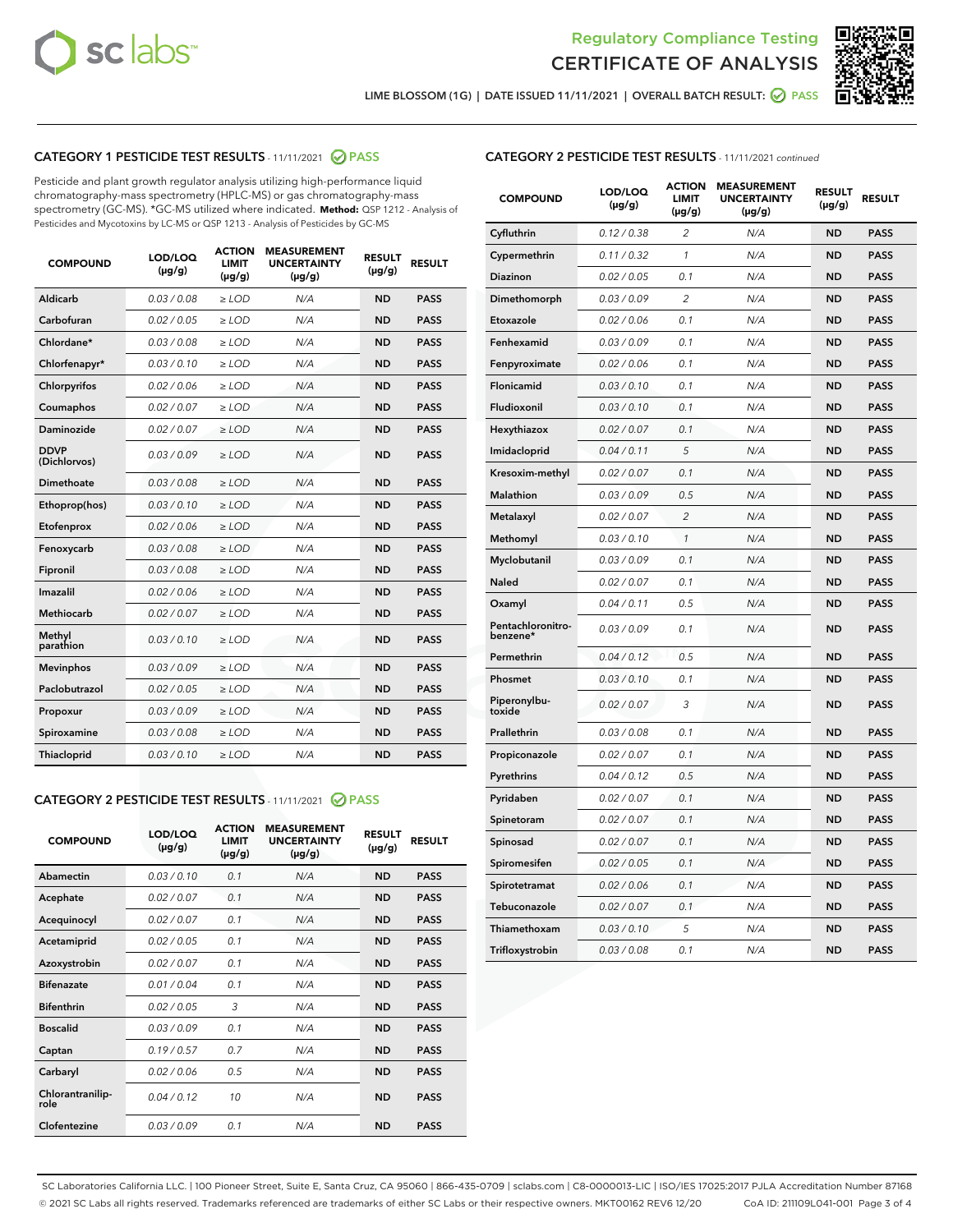LIME BLOSSOM (1G) | DATE ISSUED 11/11/2021 | OVERALL BATCH RESULT: PASS

## CATEGORY 1 PESTICIDE TEST RESULTS - 11/11/2021 PASS

Pesticide and plant growth regulator analysis utilizing high-performance liquid chromatography-mass spectrometry (HPLC-MS) or gas chromatography-mass spectrometry (GC-MS). *GC-MS utilized where indicated. **Method:** QSP 1212 - Analysis of Pesticides and Mycotoxins by LC-MS or QSP 1213 - Analysis of Pesticides by GC-MS

| COMPOUND | LOD/LOQ (µg/g) | ACTION LIMIT (µg/g) | MEASUREMENT UNCERTAINTY (µg/g) | RESULT (µg/g) | RESULT |
|---|---|---|---|---|---|
| Aldicarb | 0.03 / 0.08 | ≥ LOD | N/A | ND | PASS |
| Carbofuran | 0.02 / 0.05 | ≥ LOD | N/A | ND | PASS |
| Chlordane* | 0.03 / 0.08 | ≥ LOD | N/A | ND | PASS |
| Chlorfenapyr* | 0.03 / 0.10 | ≥ LOD | N/A | ND | PASS |
| Chlorpyrifos | 0.02 / 0.06 | ≥ LOD | N/A | ND | PASS |
| Coumaphos | 0.02 / 0.07 | ≥ LOD | N/A | ND | PASS |
| Daminozide | 0.02 / 0.07 | ≥ LOD | N/A | ND | PASS |
| DDVP (Dichlorvos) | 0.03 / 0.09 | ≥ LOD | N/A | ND | PASS |
| Dimethoate | 0.03 / 0.08 | ≥ LOD | N/A | ND | PASS |
| Ethoprop(hos) | 0.03 / 0.10 | ≥ LOD | N/A | ND | PASS |
| Etofenprox | 0.02 / 0.06 | ≥ LOD | N/A | ND | PASS |
| Fenoxycarb | 0.03 / 0.08 | ≥ LOD | N/A | ND | PASS |
| Fipronil | 0.03 / 0.08 | ≥ LOD | N/A | ND | PASS |
| Imazalil | 0.02 / 0.06 | ≥ LOD | N/A | ND | PASS |
| Methiocarb | 0.02 / 0.07 | ≥ LOD | N/A | ND | PASS |
| Methyl parathion | 0.03 / 0.10 | ≥ LOD | N/A | ND | PASS |
| Mevinphos | 0.03 / 0.09 | ≥ LOD | N/A | ND | PASS |
| Paclobutrazol | 0.02 / 0.05 | ≥ LOD | N/A | ND | PASS |
| Propoxur | 0.03 / 0.09 | ≥ LOD | N/A | ND | PASS |
| Spiroxamine | 0.03 / 0.08 | ≥ LOD | N/A | ND | PASS |
| Thiacloprid | 0.03 / 0.10 | ≥ LOD | N/A | ND | PASS |

## CATEGORY 2 PESTICIDE TEST RESULTS - 11/11/2021 PASS

| COMPOUND | LOD/LOQ (µg/g) | ACTION LIMIT (µg/g) | MEASUREMENT UNCERTAINTY (µg/g) | RESULT (µg/g) | RESULT |
|---|---|---|---|---|---|
| Abamectin | 0.03 / 0.10 | 0.1 | N/A | ND | PASS |
| Acephate | 0.02 / 0.07 | 0.1 | N/A | ND | PASS |
| Acequinocyl | 0.02 / 0.07 | 0.1 | N/A | ND | PASS |
| Acetamiprid | 0.02 / 0.05 | 0.1 | N/A | ND | PASS |
| Azoxystrobin | 0.02 / 0.07 | 0.1 | N/A | ND | PASS |
| Bifenazate | 0.01 / 0.04 | 0.1 | N/A | ND | PASS |
| Bifenthrin | 0.02 / 0.05 | 3 | N/A | ND | PASS |
| Boscalid | 0.03 / 0.09 | 0.1 | N/A | ND | PASS |
| Captan | 0.19 / 0.57 | 0.7 | N/A | ND | PASS |
| Carbaryl | 0.02 / 0.06 | 0.5 | N/A | ND | PASS |
| Chlorantraniliprole | 0.04 / 0.12 | 10 | N/A | ND | PASS |
| Clofentezine | 0.03 / 0.09 | 0.1 | N/A | ND | PASS |
| Cyfluthrin | 0.12 / 0.38 | 2 | N/A | ND | PASS |
| Cypermethrin | 0.11 / 0.32 | 1 | N/A | ND | PASS |
| Diazinon | 0.02 / 0.05 | 0.1 | N/A | ND | PASS |
| Dimethomorph | 0.03 / 0.09 | 2 | N/A | ND | PASS |
| Etoxazole | 0.02 / 0.06 | 0.1 | N/A | ND | PASS |
| Fenhexamid | 0.03 / 0.09 | 0.1 | N/A | ND | PASS |
| Fenpyroximate | 0.02 / 0.06 | 0.1 | N/A | ND | PASS |
| Flonicamid | 0.03 / 0.10 | 0.1 | N/A | ND | PASS |
| Fludioxonil | 0.03 / 0.10 | 0.1 | N/A | ND | PASS |
| Hexythiazox | 0.02 / 0.07 | 0.1 | N/A | ND | PASS |
| Imidacloprid | 0.04 / 0.11 | 5 | N/A | ND | PASS |
| Kresoxim-methyl | 0.02 / 0.07 | 0.1 | N/A | ND | PASS |
| Malathion | 0.03 / 0.09 | 0.5 | N/A | ND | PASS |
| Metalaxyl | 0.02 / 0.07 | 2 | N/A | ND | PASS |
| Methomyl | 0.03 / 0.10 | 1 | N/A | ND | PASS |
| Myclobutanil | 0.03 / 0.09 | 0.1 | N/A | ND | PASS |
| Naled | 0.02 / 0.07 | 0.1 | N/A | ND | PASS |
| Oxamyl | 0.04 / 0.11 | 0.5 | N/A | ND | PASS |
| Pentachloronitrobenzene* | 0.03 / 0.09 | 0.1 | N/A | ND | PASS |
| Permethrin | 0.04 / 0.12 | 0.5 | N/A | ND | PASS |
| Phosmet | 0.03 / 0.10 | 0.1 | N/A | ND | PASS |
| Piperonylbutoxide | 0.02 / 0.07 | 3 | N/A | ND | PASS |
| Prallethrin | 0.03 / 0.08 | 0.1 | N/A | ND | PASS |
| Propiconazole | 0.02 / 0.07 | 0.1 | N/A | ND | PASS |
| Pyrethrins | 0.04 / 0.12 | 0.5 | N/A | ND | PASS |
| Pyridaben | 0.02 / 0.07 | 0.1 | N/A | ND | PASS |
| Spinetoram | 0.02 / 0.07 | 0.1 | N/A | ND | PASS |
| Spinosad | 0.02 / 0.07 | 0.1 | N/A | ND | PASS |
| Spiromesifen | 0.02 / 0.05 | 0.1 | N/A | ND | PASS |
| Spirotetramat | 0.02 / 0.06 | 0.1 | N/A | ND | PASS |
| Tebuconazole | 0.02 / 0.07 | 0.1 | N/A | ND | PASS |
| Thiamethoxam | 0.03 / 0.10 | 5 | N/A | ND | PASS |
| Trifloxystrobin | 0.03 / 0.08 | 0.1 | N/A | ND | PASS |

SC Laboratories California LLC. | 100 Pioneer Street, Suite E, Santa Cruz, CA 95060 | 866-435-0709 | sclabs.com | C8-0000013-LIC | ISO/IES 17025:2017 PJLA Accreditation Number 87168
© 2021 SC Labs all rights reserved. Trademarks referenced are trademarks of either SC Labs or their respective owners. MKT00162 REV6 12/20 CoA ID: 211109L041-001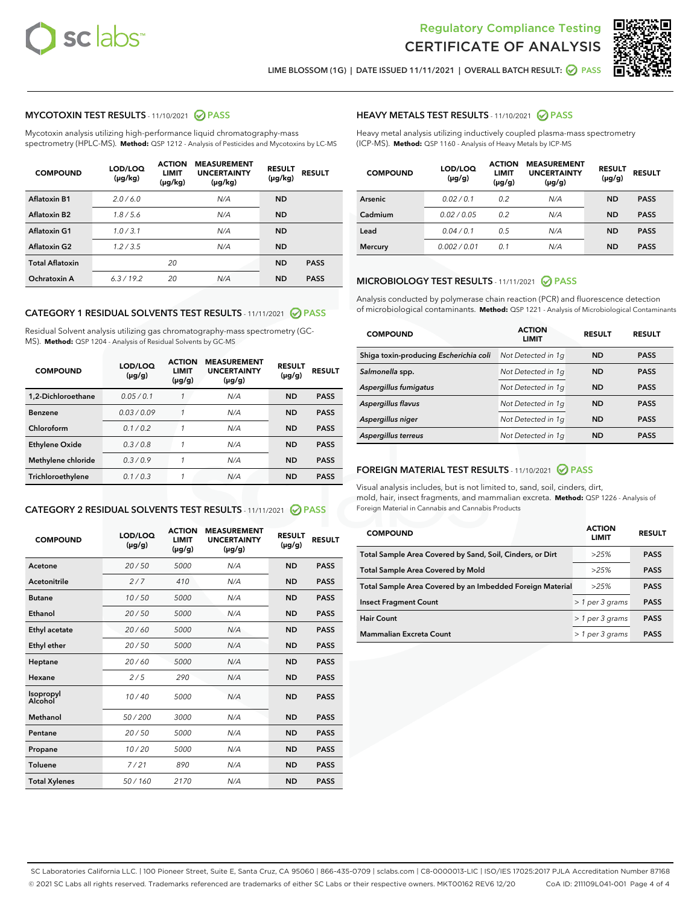Regulatory Compliance Testing
# CERTIFICATE OF ANALYSIS

LIME BLOSSOM (1G) | DATE ISSUED 11/11/2021 | OVERALL BATCH RESULT: PASS

## MYCOTOXIN TEST RESULTS - 11/10/2021 PASS

Mycotoxin analysis utilizing high-performance liquid chromatography-mass spectrometry (HPLC-MS). **Method:** QSP 1212 - Analysis of Pesticides and Mycotoxins by LC-MS

| COMPOUND | LOD/LOQ (µg/kg) | ACTION LIMIT (µg/kg) | MEASUREMENT UNCERTAINTY (µg/kg) | RESULT (µg/kg) | RESULT |
|---|---|---|---|---|---|
| Aflatoxin B1 | 2.0 / 6.0 | | N/A | ND | |
| Aflatoxin B2 | 1.8 / 5.6 | | N/A | ND | |
| Aflatoxin G1 | 1.0 / 3.1 | | N/A | ND | |
| Aflatoxin G2 | 1.2 / 3.5 | | N/A | ND | |
| Total Aflatoxin | | 20 | | ND | PASS |
| Ochratoxin A | 6.3 / 19.2 | 20 | N/A | ND | PASS |

## CATEGORY 1 RESIDUAL SOLVENTS TEST RESULTS - 11/11/2021 PASS

Residual Solvent analysis utilizing gas chromatography-mass spectrometry (GC-MS). **Method:** QSP 1204 - Analysis of Residual Solvents by GC-MS

| COMPOUND | LOD/LOQ (µg/g) | ACTION LIMIT (µg/g) | MEASUREMENT UNCERTAINTY (µg/g) | RESULT (µg/g) | RESULT |
|---|---|---|---|---|---|
| 1,2-Dichloroethane | 0.05 / 0.1 | 1 | N/A | ND | PASS |
| Benzene | 0.03 / 0.09 | 1 | N/A | ND | PASS |
| Chloroform | 0.1 / 0.2 | 1 | N/A | ND | PASS |
| Ethylene Oxide | 0.3 / 0.8 | 1 | N/A | ND | PASS |
| Methylene chloride | 0.3 / 0.9 | 1 | N/A | ND | PASS |
| Trichloroethylene | 0.1 / 0.3 | 1 | N/A | ND | PASS |

## CATEGORY 2 RESIDUAL SOLVENTS TEST RESULTS - 11/11/2021 PASS

| COMPOUND | LOD/LOQ (µg/g) | ACTION LIMIT (µg/g) | MEASUREMENT UNCERTAINTY (µg/g) | RESULT (µg/g) | RESULT |
|---|---|---|---|---|---|
| Acetone | 20 / 50 | 5000 | N/A | ND | PASS |
| Acetonitrile | 2 / 7 | 410 | N/A | ND | PASS |
| Butane | 10 / 50 | 5000 | N/A | ND | PASS |
| Ethanol | 20 / 50 | 5000 | N/A | ND | PASS |
| Ethyl acetate | 20 / 60 | 5000 | N/A | ND | PASS |
| Ethyl ether | 20 / 50 | 5000 | N/A | ND | PASS |
| Heptane | 20 / 60 | 5000 | N/A | ND | PASS |
| Hexane | 2 / 5 | 290 | N/A | ND | PASS |
| Isopropyl Alcohol | 10 / 40 | 5000 | N/A | ND | PASS |
| Methanol | 50 / 200 | 3000 | N/A | ND | PASS |
| Pentane | 20 / 50 | 5000 | N/A | ND | PASS |
| Propane | 10 / 20 | 5000 | N/A | ND | PASS |
| Toluene | 7 / 21 | 890 | N/A | ND | PASS |
| Total Xylenes | 50 / 160 | 2170 | N/A | ND | PASS |

## HEAVY METALS TEST RESULTS - 11/10/2021 PASS

Heavy metal analysis utilizing inductively coupled plasma-mass spectrometry (ICP-MS). **Method:** QSP 1160 - Analysis of Heavy Metals by ICP-MS

| COMPOUND | LOD/LOQ (µg/g) | ACTION LIMIT (µg/g) | MEASUREMENT UNCERTAINTY (µg/g) | RESULT (µg/g) | RESULT |
|---|---|---|---|---|---|
| Arsenic | 0.02 / 0.1 | 0.2 | N/A | ND | PASS |
| Cadmium | 0.02 / 0.05 | 0.2 | N/A | ND | PASS |
| Lead | 0.04 / 0.1 | 0.5 | N/A | ND | PASS |
| Mercury | 0.002 / 0.01 | 0.1 | N/A | ND | PASS |

## MICROBIOLOGY TEST RESULTS - 11/11/2021 PASS

Analysis conducted by polymerase chain reaction (PCR) and fluorescence detection of microbiological contaminants. **Method:** QSP 1221 - Analysis of Microbiological Contaminants

| COMPOUND | ACTION LIMIT | RESULT | RESULT |
|---|---|---|---|
| Shiga toxin-producing *Escherichia coli* | Not Detected in 1g | ND | PASS |
| *Salmonella* spp. | Not Detected in 1g | ND | PASS |
| *Aspergillus fumigatus* | Not Detected in 1g | ND | PASS |
| *Aspergillus flavus* | Not Detected in 1g | ND | PASS |
| *Aspergillus niger* | Not Detected in 1g | ND | PASS |
| *Aspergillus terreus* | Not Detected in 1g | ND | PASS |

## FOREIGN MATERIAL TEST RESULTS - 11/10/2021 PASS

Visual analysis includes, but is not limited to, sand, soil, cinders, dirt, mold, hair, insect fragments, and mammalian excreta. **Method:** QSP 1226 - Analysis of Foreign Material in Cannabis and Cannabis Products

| COMPOUND | ACTION LIMIT | RESULT |
|---|---|---|
| Total Sample Area Covered by Sand, Soil, Cinders, or Dirt | >25% | PASS |
| Total Sample Area Covered by Mold | >25% | PASS |
| Total Sample Area Covered by an Imbedded Foreign Material | >25% | PASS |
| Insect Fragment Count | > 1 per 3 grams | PASS |
| Hair Count | > 1 per 3 grams | PASS |
| Mammalian Excreta Count | > 1 per 3 grams | PASS |

SC Laboratories California LLC. | 100 Pioneer Street, Suite E, Santa Cruz, CA 95060 | 866-435-0709 | sclabs.com | C8-0000013-LIC | ISO/IES 17025:2017 PJLA Accreditation Number 87168
© 2021 SC Labs all rights reserved. Trademarks referenced are trademarks of either SC Labs or their respective owners. MKT00162 REV6 12/20 CoA ID: 211109L041-001